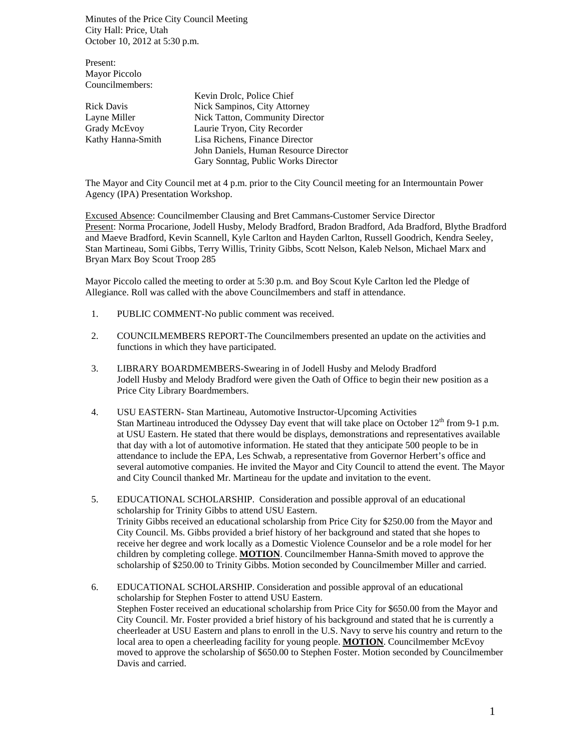Minutes of the Price City Council Meeting
City Hall: Price, Utah
October 10, 2012 at 5:30 p.m.

Present:
Mayor Piccolo
Councilmembers:

| | |
|---|---|
| | Kevin Drolc, Police Chief |
| Rick Davis | Nick Sampinos, City Attorney |
| Layne Miller | Nick Tatton, Community Director |
| Grady McEvoy | Laurie Tryon, City Recorder |
| Kathy Hanna-Smith | Lisa Richens, Finance Director |
| | John Daniels, Human Resource Director |
| | Gary Sonntag, Public Works Director |

The Mayor and City Council met at 4 p.m. prior to the City Council meeting for an Intermountain Power Agency (IPA) Presentation Workshop.

Excused Absence: Councilmember Clausing and Bret Cammans-Customer Service Director
Present: Norma Procarione, Jodell Husby, Melody Bradford, Bradon Bradford, Ada Bradford, Blythe Bradford and Maeve Bradford, Kevin Scannell, Kyle Carlton and Hayden Carlton, Russell Goodrich, Kendra Seeley, Stan Martineau, Somi Gibbs, Terry Willis, Trinity Gibbs, Scott Nelson, Kaleb Nelson, Michael Marx and Bryan Marx Boy Scout Troop 285

Mayor Piccolo called the meeting to order at 5:30 p.m. and Boy Scout Kyle Carlton led the Pledge of Allegiance. Roll was called with the above Councilmembers and staff in attendance.

1. PUBLIC COMMENT-No public comment was received.

2. COUNCILMEMBERS REPORT-The Councilmembers presented an update on the activities and functions in which they have participated.

3. LIBRARY BOARDMEMBERS-Swearing in of Jodell Husby and Melody Bradford
   Jodell Husby and Melody Bradford were given the Oath of Office to begin their new position as a Price City Library Boardmembers.

4. USU EASTERN- Stan Martineau, Automotive Instructor-Upcoming Activities
   Stan Martineau introduced the Odyssey Day event that will take place on October 12th from 9-1 p.m. at USU Eastern. He stated that there would be displays, demonstrations and representatives available that day with a lot of automotive information. He stated that they anticipate 500 people to be in attendance to include the EPA, Les Schwab, a representative from Governor Herbert's office and several automotive companies. He invited the Mayor and City Council to attend the event. The Mayor and City Council thanked Mr. Martineau for the update and invitation to the event.

5. EDUCATIONAL SCHOLARSHIP. Consideration and possible approval of an educational scholarship for Trinity Gibbs to attend USU Eastern.
   Trinity Gibbs received an educational scholarship from Price City for $250.00 from the Mayor and City Council. Ms. Gibbs provided a brief history of her background and stated that she hopes to receive her degree and work locally as a Domestic Violence Counselor and be a role model for her children by completing college. **MOTION**. Councilmember Hanna-Smith moved to approve the scholarship of $250.00 to Trinity Gibbs. Motion seconded by Councilmember Miller and carried.

6. EDUCATIONAL SCHOLARSHIP. Consideration and possible approval of an educational scholarship for Stephen Foster to attend USU Eastern.
   Stephen Foster received an educational scholarship from Price City for $650.00 from the Mayor and City Council. Mr. Foster provided a brief history of his background and stated that he is currently a cheerleader at USU Eastern and plans to enroll in the U.S. Navy to serve his country and return to the local area to open a cheerleading facility for young people. **MOTION**. Councilmember McEvoy moved to approve the scholarship of $650.00 to Stephen Foster. Motion seconded by Councilmember Davis and carried.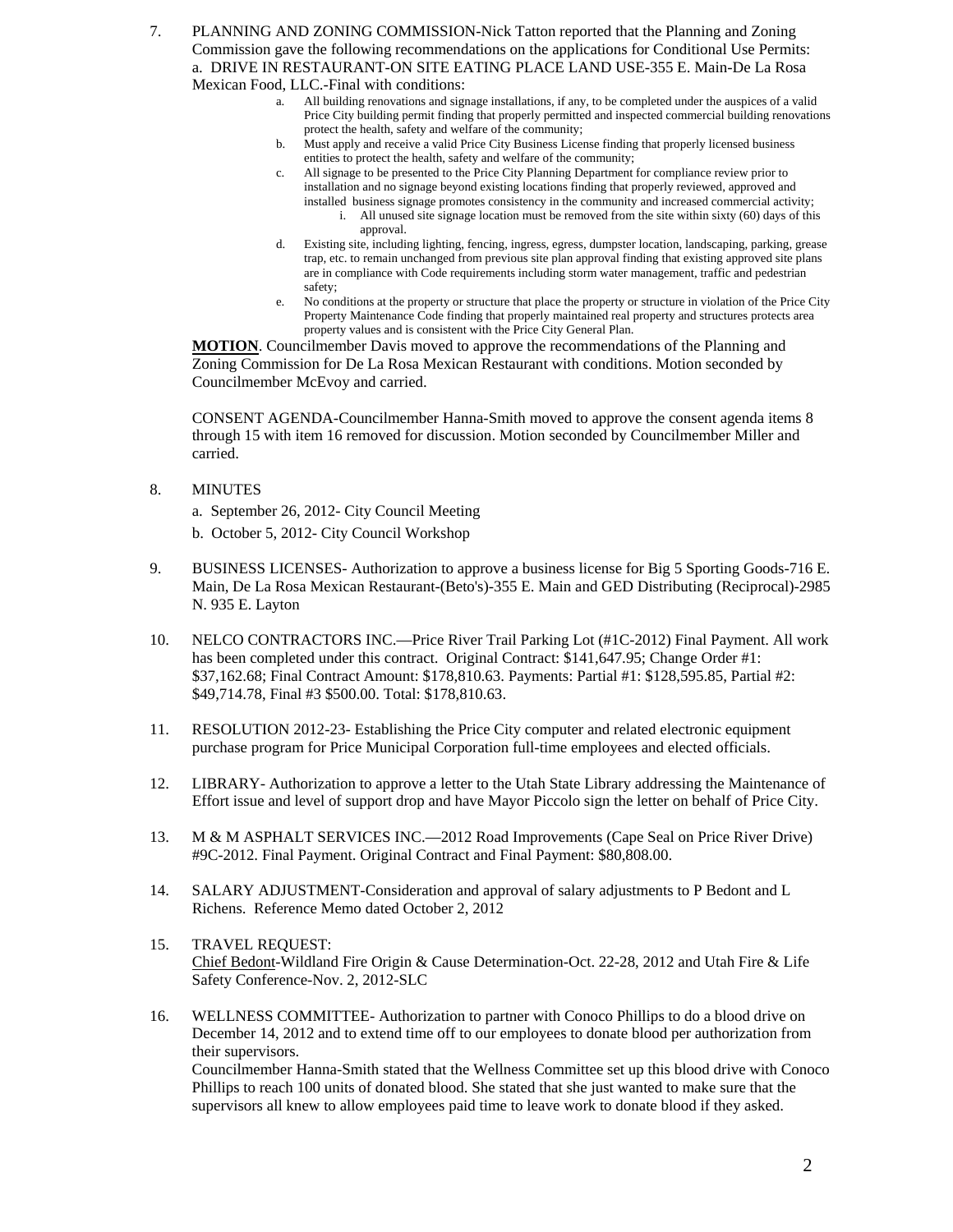7. PLANNING AND ZONING COMMISSION-Nick Tatton reported that the Planning and Zoning Commission gave the following recommendations on the applications for Conditional Use Permits:

   a. DRIVE IN RESTAURANT-ON SITE EATING PLACE LAND USE-355 E. Main-De La Rosa Mexican Food, LLC.-Final with conditions:

      a. All building renovations and signage installations, if any, to be completed under the auspices of a valid Price City building permit finding that properly permitted and inspected commercial building renovations protect the health, safety and welfare of the community;
      b. Must apply and receive a valid Price City Business License finding that properly licensed business entities to protect the health, safety and welfare of the community;
      c. All signage to be presented to the Price City Planning Department for compliance review prior to installation and no signage beyond existing locations finding that properly reviewed, approved and installed business signage promotes consistency in the community and increased commercial activity;
         i. All unused site signage location must be removed from the site within sixty (60) days of this approval.
      d. Existing site, including lighting, fencing, ingress, egress, dumpster location, landscaping, parking, grease trap, etc. to remain unchanged from previous site plan approval finding that existing approved site plans are in compliance with Code requirements including storm water management, traffic and pedestrian safety;
      e. No conditions at the property or structure that place the property or structure in violation of the Price City Property Maintenance Code finding that properly maintained real property and structures protects area property values and is consistent with the Price City General Plan.

   **MOTION**. Councilmember Davis moved to approve the recommendations of the Planning and Zoning Commission for De La Rosa Mexican Restaurant with conditions. Motion seconded by Councilmember McEvoy and carried.

   CONSENT AGENDA-Councilmember Hanna-Smith moved to approve the consent agenda items 8 through 15 with item 16 removed for discussion. Motion seconded by Councilmember Miller and carried.

8. MINUTES
   a. September 26, 2012- City Council Meeting
   b. October 5, 2012- City Council Workshop

9. BUSINESS LICENSES- Authorization to approve a business license for Big 5 Sporting Goods-716 E. Main, De La Rosa Mexican Restaurant-(Beto's)-355 E. Main and GED Distributing (Reciprocal)-2985 N. 935 E. Layton

10. NELCO CONTRACTORS INC.—Price River Trail Parking Lot (#1C-2012) Final Payment. All work has been completed under this contract. Original Contract: $141,647.95; Change Order #1: $37,162.68; Final Contract Amount: $178,810.63. Payments: Partial #1: $128,595.85, Partial #2: $49,714.78, Final #3 $500.00. Total: $178,810.63.

11. RESOLUTION 2012-23- Establishing the Price City computer and related electronic equipment purchase program for Price Municipal Corporation full-time employees and elected officials.

12. LIBRARY- Authorization to approve a letter to the Utah State Library addressing the Maintenance of Effort issue and level of support drop and have Mayor Piccolo sign the letter on behalf of Price City.

13. M & M ASPHALT SERVICES INC.—2012 Road Improvements (Cape Seal on Price River Drive) #9C-2012. Final Payment. Original Contract and Final Payment: $80,808.00.

14. SALARY ADJUSTMENT-Consideration and approval of salary adjustments to P Bedont and L Richens. Reference Memo dated October 2, 2012

15. TRAVEL REQUEST:
    Chief Bedont-Wildland Fire Origin & Cause Determination-Oct. 22-28, 2012 and Utah Fire & Life Safety Conference-Nov. 2, 2012-SLC

16. WELLNESS COMMITTEE- Authorization to partner with Conoco Phillips to do a blood drive on December 14, 2012 and to extend time off to our employees to donate blood per authorization from their supervisors.
    Councilmember Hanna-Smith stated that the Wellness Committee set up this blood drive with Conoco Phillips to reach 100 units of donated blood. She stated that she just wanted to make sure that the supervisors all knew to allow employees paid time to leave work to donate blood if they asked.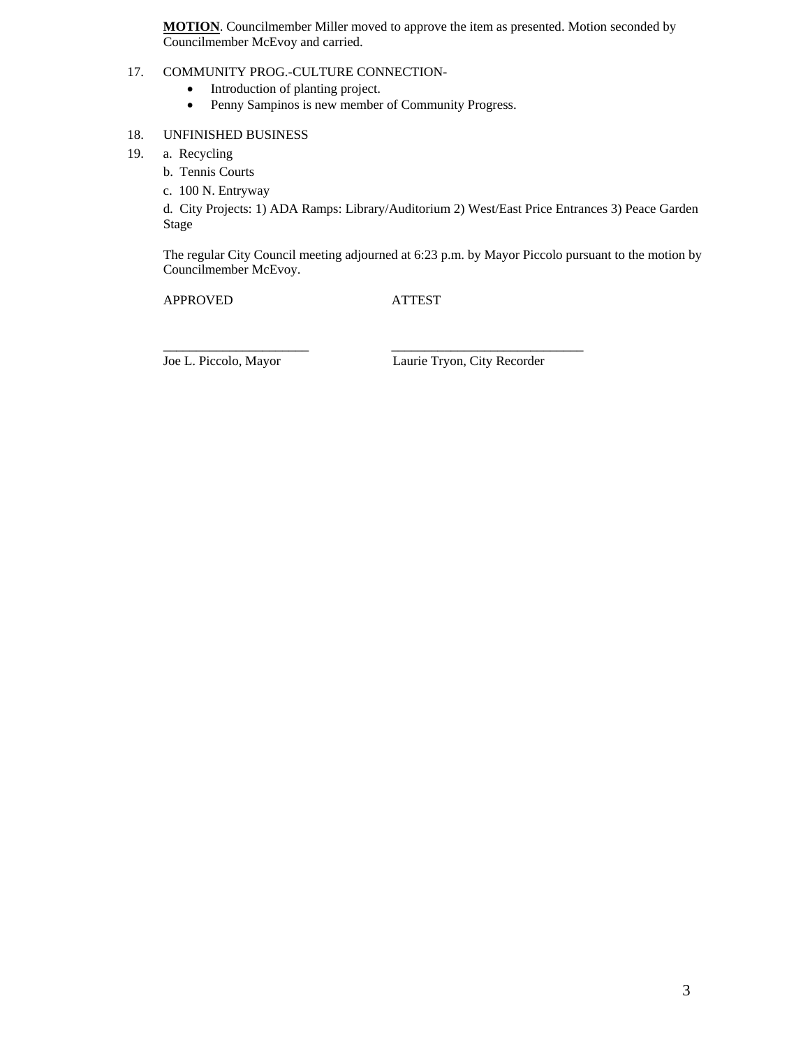**MOTION**. Councilmember Miller moved to approve the item as presented. Motion seconded by Councilmember McEvoy and carried.

17. COMMUNITY PROG.-CULTURE CONNECTION-
    - Introduction of planting project.
    - Penny Sampinos is new member of Community Progress.

18. UNFINISHED BUSINESS

19. a. Recycling

    b. Tennis Courts

    c. 100 N. Entryway

    d. City Projects: 1) ADA Ramps: Library/Auditorium 2) West/East Price Entrances 3) Peace Garden Stage

The regular City Council meeting adjourned at 6:23 p.m. by Mayor Piccolo pursuant to the motion by Councilmember McEvoy.

APPROVED ATTEST

______________________ ______________________________

Joe L. Piccolo, Mayor Laurie Tryon, City Recorder